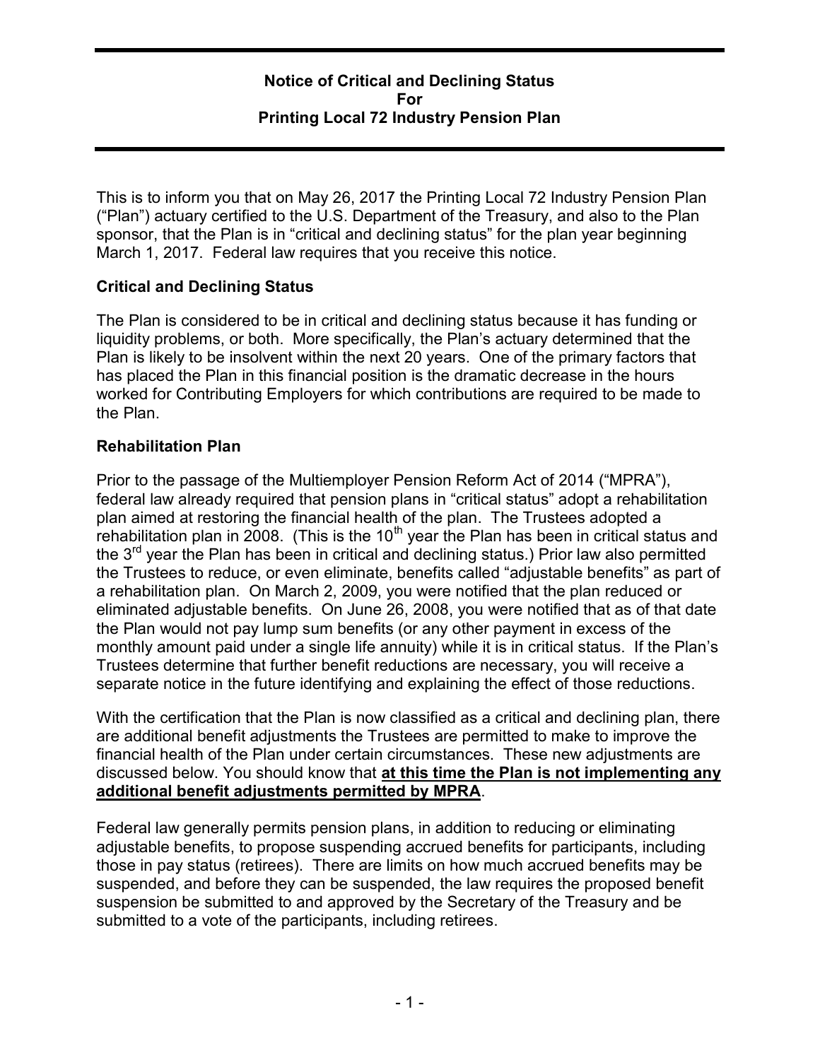# Notice of Critical and Declining Status For Printing Local 72 Industry Pension Plan

This is to inform you that on May 26, 2017 the Printing Local 72 Industry Pension Plan ("Plan") actuary certified to the U.S. Department of the Treasury, and also to the Plan sponsor, that the Plan is in "critical and declining status" for the plan year beginning March 1, 2017. Federal law requires that you receive this notice.

## Critical and Declining Status

The Plan is considered to be in critical and declining status because it has funding or liquidity problems, or both. More specifically, the Plan's actuary determined that the Plan is likely to be insolvent within the next 20 years. One of the primary factors that has placed the Plan in this financial position is the dramatic decrease in the hours worked for Contributing Employers for which contributions are required to be made to the Plan.

## Rehabilitation Plan

Prior to the passage of the Multiemployer Pension Reform Act of 2014 ("MPRA"), federal law already required that pension plans in "critical status" adopt a rehabilitation plan aimed at restoring the financial health of the plan. The Trustees adopted a rehabilitation plan in 2008. (This is the 10th year the Plan has been in critical status and the 3rd year the Plan has been in critical and declining status.) Prior law also permitted the Trustees to reduce, or even eliminate, benefits called "adjustable benefits" as part of a rehabilitation plan. On March 2, 2009, you were notified that the plan reduced or eliminated adjustable benefits. On June 26, 2008, you were notified that as of that date the Plan would not pay lump sum benefits (or any other payment in excess of the monthly amount paid under a single life annuity) while it is in critical status. If the Plan's Trustees determine that further benefit reductions are necessary, you will receive a separate notice in the future identifying and explaining the effect of those reductions.

With the certification that the Plan is now classified as a critical and declining plan, there are additional benefit adjustments the Trustees are permitted to make to improve the financial health of the Plan under certain circumstances. These new adjustments are discussed below. You should know that **at this time the Plan is not implementing any additional benefit adjustments permitted by MPRA**.

Federal law generally permits pension plans, in addition to reducing or eliminating adjustable benefits, to propose suspending accrued benefits for participants, including those in pay status (retirees). There are limits on how much accrued benefits may be suspended, and before they can be suspended, the law requires the proposed benefit suspension be submitted to and approved by the Secretary of the Treasury and be submitted to a vote of the participants, including retirees.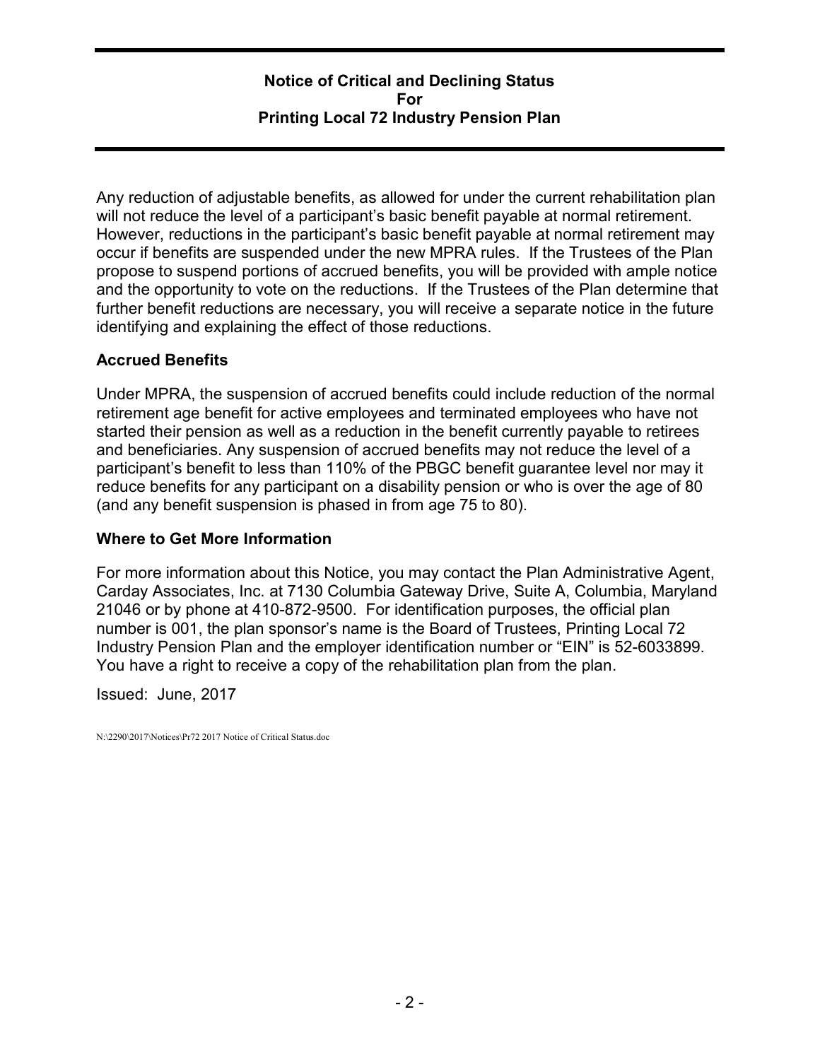**Notice of Critical and Declining Status**
**For**
**Printing Local 72 Industry Pension Plan**

Any reduction of adjustable benefits, as allowed for under the current rehabilitation plan will not reduce the level of a participant's basic benefit payable at normal retirement. However, reductions in the participant's basic benefit payable at normal retirement may occur if benefits are suspended under the new MPRA rules. If the Trustees of the Plan propose to suspend portions of accrued benefits, you will be provided with ample notice and the opportunity to vote on the reductions. If the Trustees of the Plan determine that further benefit reductions are necessary, you will receive a separate notice in the future identifying and explaining the effect of those reductions.

## Accrued Benefits

Under MPRA, the suspension of accrued benefits could include reduction of the normal retirement age benefit for active employees and terminated employees who have not started their pension as well as a reduction in the benefit currently payable to retirees and beneficiaries. Any suspension of accrued benefits may not reduce the level of a participant's benefit to less than 110% of the PBGC benefit guarantee level nor may it reduce benefits for any participant on a disability pension or who is over the age of 80 (and any benefit suspension is phased in from age 75 to 80).

## Where to Get More Information

For more information about this Notice, you may contact the Plan Administrative Agent, Carday Associates, Inc. at 7130 Columbia Gateway Drive, Suite A, Columbia, Maryland 21046 or by phone at 410-872-9500. For identification purposes, the official plan number is 001, the plan sponsor's name is the Board of Trustees, Printing Local 72 Industry Pension Plan and the employer identification number or "EIN" is 52-6033899. You have a right to receive a copy of the rehabilitation plan from the plan.

Issued: June, 2017

N:\2290\2017\Notices\Pr72 2017 Notice of Critical Status.doc